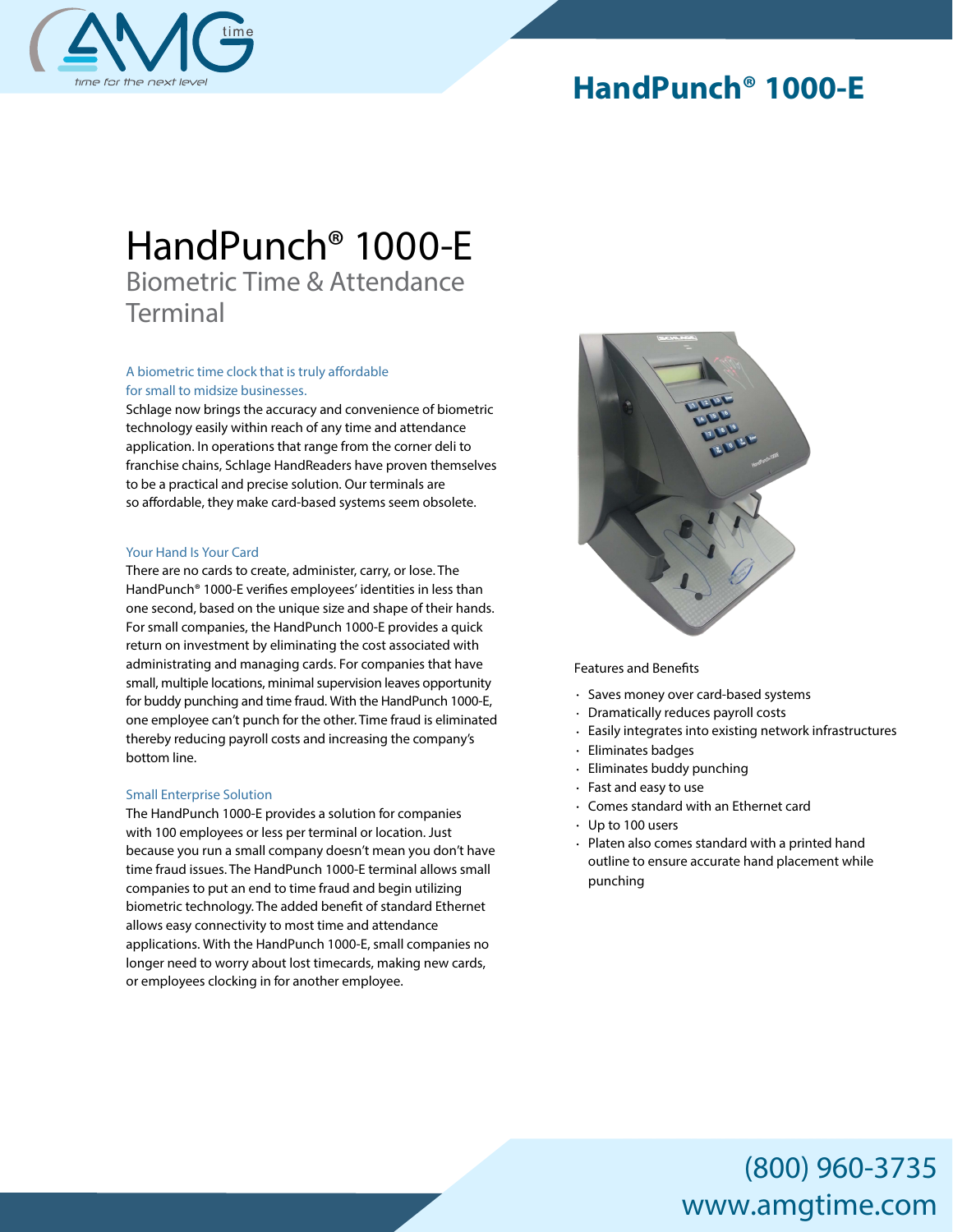# HandPunch® 1000-E

## HandPunch® 1000-E

### Biometric Time & Attendance Terminal

A biometric time clock that is truly affordable for small to midsize businesses.

Schlage now brings the accuracy and convenience of biometric technology easily within reach of any time and attendance application. In operations that range from the corner deli to franchise chains, Schlage HandReaders have proven themselves to be a practical and precise solution. Our terminals are so affordable, they make card-based systems seem obsolete.

Your Hand Is Your Card

There are no cards to create, administer, carry, or lose. The HandPunch® 1000-E verifies employees' identities in less than one second, based on the unique size and shape of their hands. For small companies, the HandPunch 1000-E provides a quick return on investment by eliminating the cost associated with administrating and managing cards. For companies that have small, multiple locations, minimal supervision leaves opportunity for buddy punching and time fraud. With the HandPunch 1000-E, one employee can't punch for the other. Time fraud is eliminated thereby reducing payroll costs and increasing the company's bottom line.

Small Enterprise Solution

The HandPunch 1000-E provides a solution for companies with 100 employees or less per terminal or location. Just because you run a small company doesn't mean you don't have time fraud issues. The HandPunch 1000-E terminal allows small companies to put an end to time fraud and begin utilizing biometric technology. The added benefit of standard Ethernet allows easy connectivity to most time and attendance applications. With the HandPunch 1000-E, small companies no longer need to worry about lost timecards, making new cards, or employees clocking in for another employee.

Features and Benefits

- Saves money over card-based systems
- Dramatically reduces payroll costs
- Easily integrates into existing network infrastructures
- Eliminates badges
- Eliminates buddy punching
- Fast and easy to use
- Comes standard with an Ethernet card
- Up to 100 users
- Platen also comes standard with a printed hand outline to ensure accurate hand placement while punching

(800) 960-3735
www.amgtime.com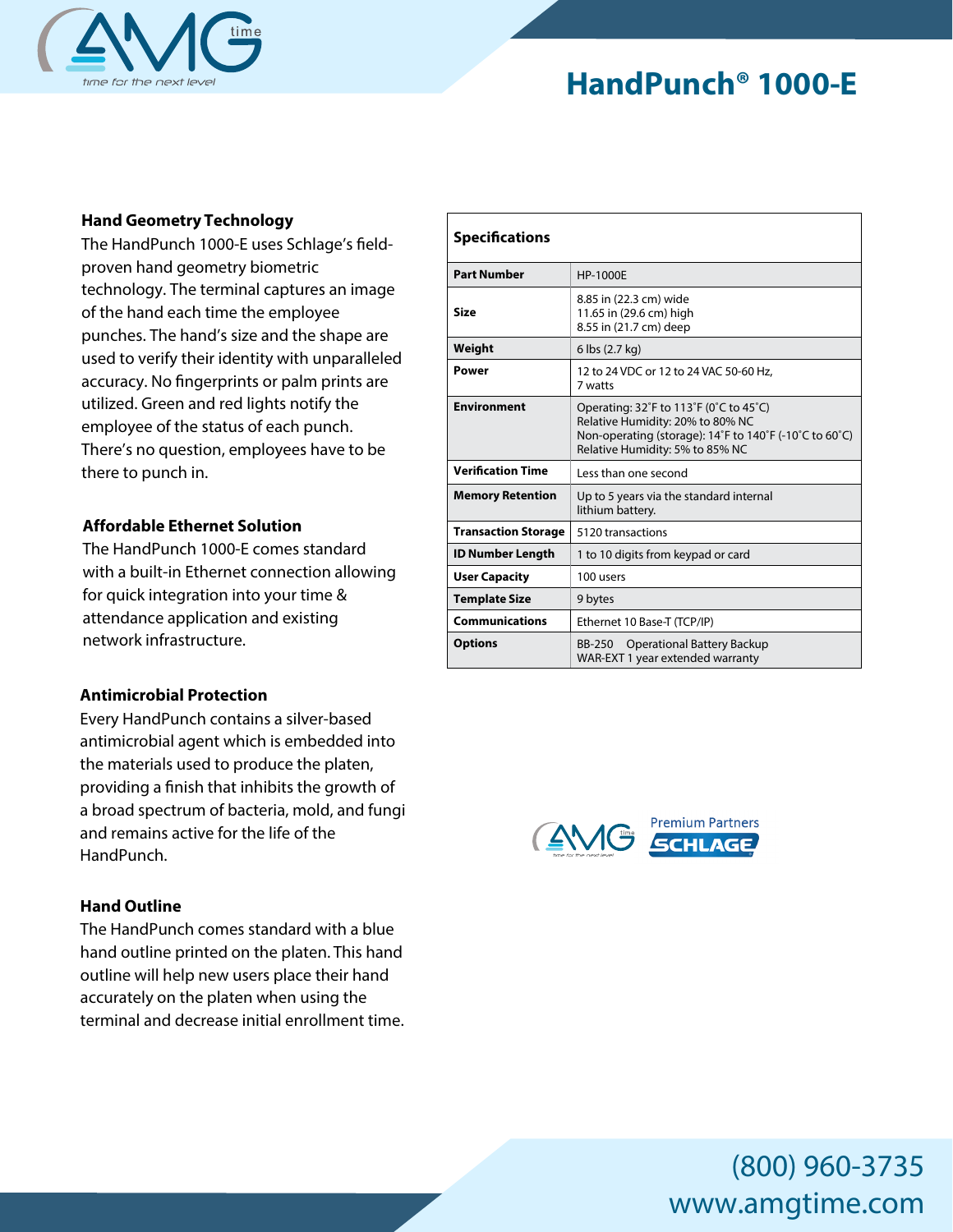# HandPunch® 1000-E

### Hand Geometry Technology

The HandPunch 1000-E uses Schlage's field-proven hand geometry biometric technology. The terminal captures an image of the hand each time the employee punches. The hand's size and the shape are used to verify their identity with unparalleled accuracy. No fingerprints or palm prints are utilized. Green and red lights notify the employee of the status of each punch. There's no question, employees have to be there to punch in.

### Affordable Ethernet Solution

The HandPunch 1000-E comes standard with a built-in Ethernet connection allowing for quick integration into your time & attendance application and existing network infrastructure.

### Antimicrobial Protection

Every HandPunch contains a silver-based antimicrobial agent which is embedded into the materials used to produce the platen, providing a finish that inhibits the growth of a broad spectrum of bacteria, mold, and fungi and remains active for the life of the HandPunch.

### Hand Outline

The HandPunch comes standard with a blue hand outline printed on the platen. This hand outline will help new users place their hand accurately on the platen when using the terminal and decrease initial enrollment time.

| Specifications | |
|---|---|
| **Part Number** | HP-1000E |
| **Size** | 8.85 in (22.3 cm) wide<br>11.65 in (29.6 cm) high<br>8.55 in (21.7 cm) deep |
| **Weight** | 6 lbs (2.7 kg) |
| **Power** | 12 to 24 VDC or 12 to 24 VAC 50-60 Hz,<br>7 watts |
| **Environment** | Operating: 32˚F to 113˚F (0˚C to 45˚C)<br>Relative Humidity: 20% to 80% NC<br>Non-operating (storage): 14˚F to 140˚F (-10˚C to 60˚C)<br>Relative Humidity: 5% to 85% NC |
| **Verification Time** | Less than one second |
| **Memory Retention** | Up to 5 years via the standard internal lithium battery. |
| **Transaction Storage** | 5120 transactions |
| **ID Number Length** | 1 to 10 digits from keypad or card |
| **User Capacity** | 100 users |
| **Template Size** | 9 bytes |
| **Communications** | Ethernet 10 Base-T (TCP/IP) |
| **Options** | BB-250 Operational Battery Backup<br>WAR-EXT 1 year extended warranty |

Premium Partners SCHLAGE

(800) 960-3735
www.amgtime.com